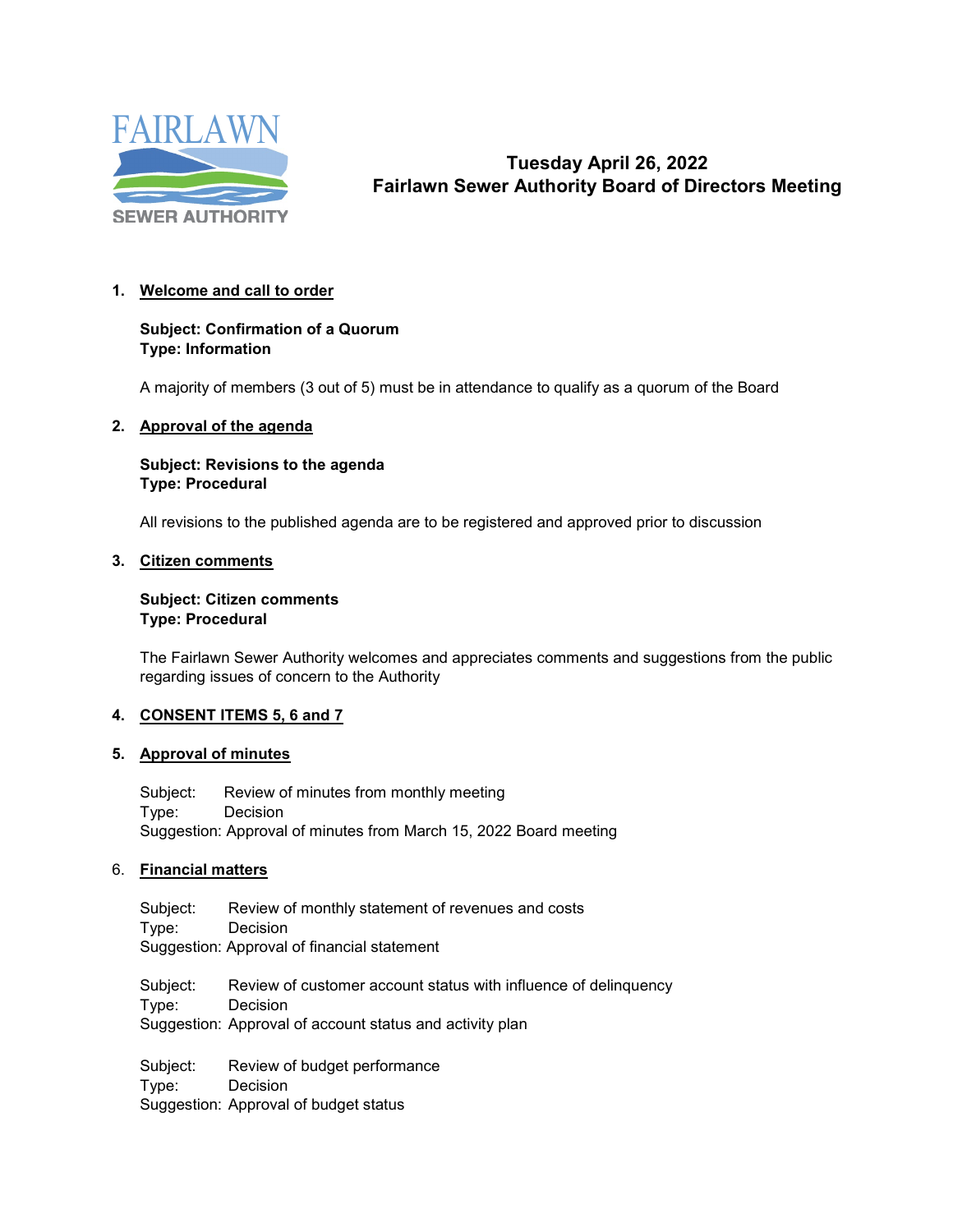FAIRLAWN SEWER AUTHORITY

# Tuesday April 26, 2022
# Fairlawn Sewer Authority Board of Directors Meeting

## 1. Welcome and call to order

**Subject: Confirmation of a Quorum**
**Type: Information**

A majority of members (3 out of 5) must be in attendance to qualify as a quorum of the Board

## 2. Approval of the agenda

**Subject: Revisions to the agenda**
**Type: Procedural**

All revisions to the published agenda are to be registered and approved prior to discussion

## 3. Citizen comments

**Subject: Citizen comments**
**Type: Procedural**

The Fairlawn Sewer Authority welcomes and appreciates comments and suggestions from the public regarding issues of concern to the Authority

## 4. CONSENT ITEMS 5, 6 and 7

## 5. Approval of minutes

Subject: Review of minutes from monthly meeting
Type: Decision
Suggestion: Approval of minutes from March 15, 2022 Board meeting

## 6. Financial matters

Subject: Review of monthly statement of revenues and costs
Type: Decision
Suggestion: Approval of financial statement

Subject: Review of customer account status with influence of delinquency
Type: Decision
Suggestion: Approval of account status and activity plan

Subject: Review of budget performance
Type: Decision
Suggestion: Approval of budget status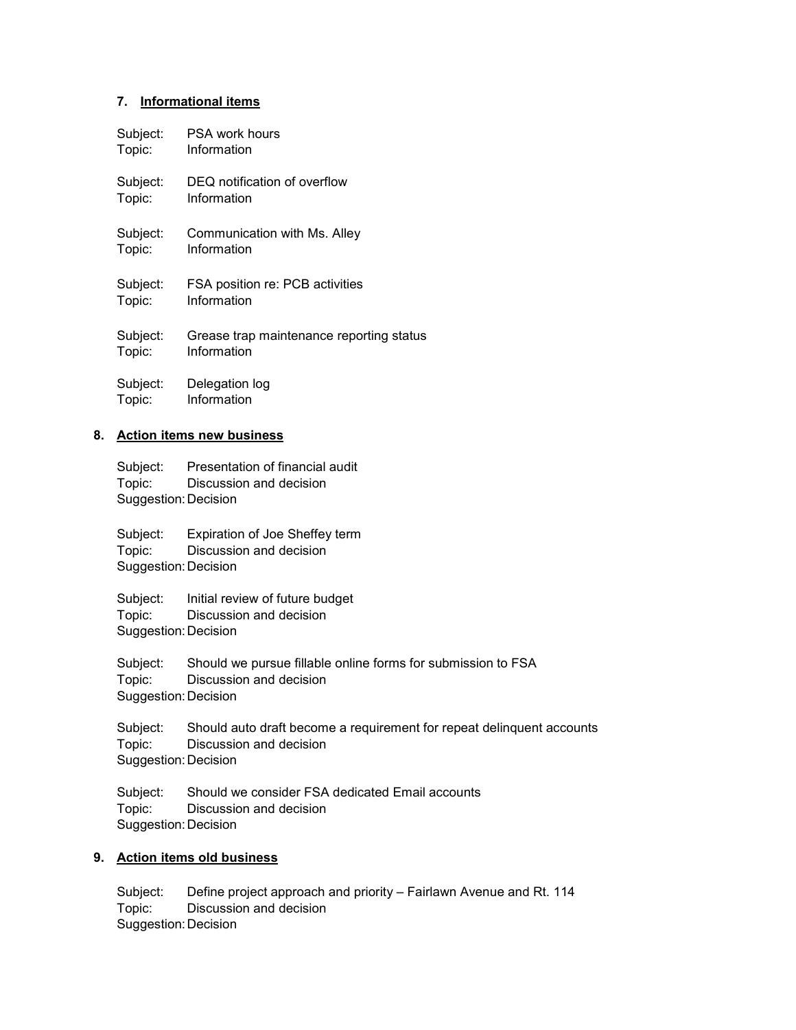**7. Informational items**

Subject: PSA work hours
Topic: Information

Subject: DEQ notification of overflow
Topic: Information

Subject: Communication with Ms. Alley
Topic: Information

Subject: FSA position re: PCB activities
Topic: Information

Subject: Grease trap maintenance reporting status
Topic: Information

Subject: Delegation log
Topic: Information

**8. Action items new business**

Subject: Presentation of financial audit
Topic: Discussion and decision
Suggestion: Decision

Subject: Expiration of Joe Sheffey term
Topic: Discussion and decision
Suggestion: Decision

Subject: Initial review of future budget
Topic: Discussion and decision
Suggestion: Decision

Subject: Should we pursue fillable online forms for submission to FSA
Topic: Discussion and decision
Suggestion: Decision

Subject: Should auto draft become a requirement for repeat delinquent accounts
Topic: Discussion and decision
Suggestion: Decision

Subject: Should we consider FSA dedicated Email accounts
Topic: Discussion and decision
Suggestion: Decision

**9. Action items old business**

Subject: Define project approach and priority – Fairlawn Avenue and Rt. 114
Topic: Discussion and decision
Suggestion: Decision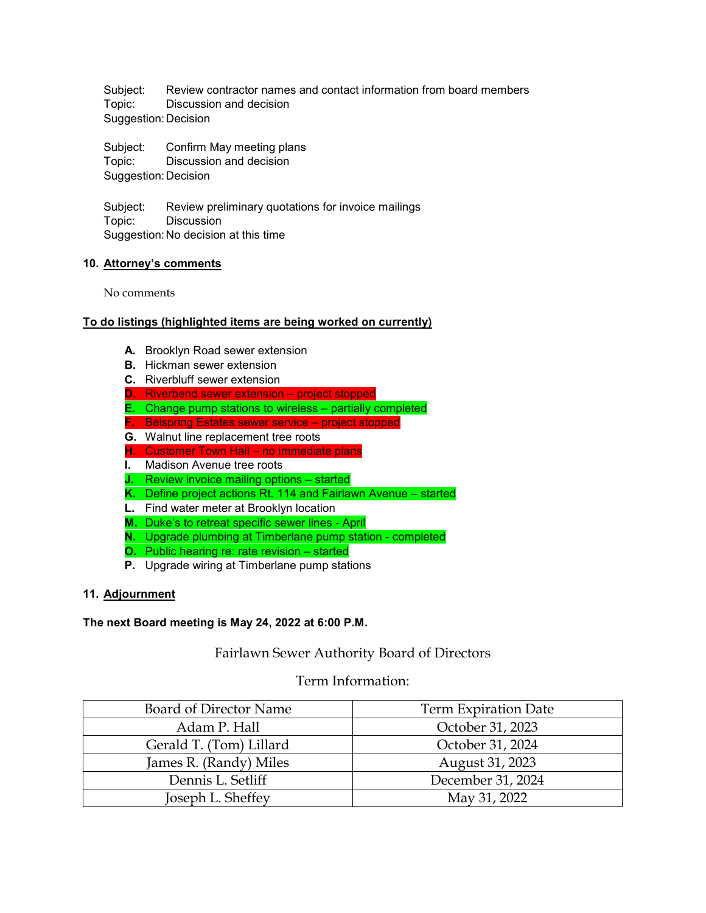Subject: Review contractor names and contact information from board members
Topic: Discussion and decision
Suggestion: Decision

Subject: Confirm May meeting plans
Topic: Discussion and decision
Suggestion: Decision

Subject: Review preliminary quotations for invoice mailings
Topic: Discussion
Suggestion: No decision at this time

**10. Attorney's comments**

No comments

**To do listings (highlighted items are being worked on currently)**

- **A.** Brooklyn Road sewer extension
- **B.** Hickman sewer extension
- **C.** Riverbluff sewer extension
- **D.** Riverbend sewer extension – project stopped
- **E.** Change pump stations to wireless – partially completed
- **F.** Belspring Estates sewer service – project stopped
- **G.** Walnut line replacement tree roots
- **H.** Customer Town Hall – no immediate plans
- **I.** Madison Avenue tree roots
- **J.** Review invoice mailing options – started
- **K.** Define project actions Rt. 114 and Fairlawn Avenue – started
- **L.** Find water meter at Brooklyn location
- **M.** Duke's to retreat specific sewer lines - April
- **N.** Upgrade plumbing at Timberlane pump station - completed
- **O.** Public hearing re: rate revision – started
- **P.** Upgrade wiring at Timberlane pump stations

**11. Adjournment**

**The next Board meeting is May 24, 2022 at 6:00 P.M.**

Fairlawn Sewer Authority Board of Directors

Term Information:

| Board of Director Name | Term Expiration Date |
|---|---|
| Adam P. Hall | October 31, 2023 |
| Gerald T. (Tom) Lillard | October 31, 2024 |
| James R. (Randy) Miles | August 31, 2023 |
| Dennis L. Setliff | December 31, 2024 |
| Joseph L. Sheffey | May 31, 2022 |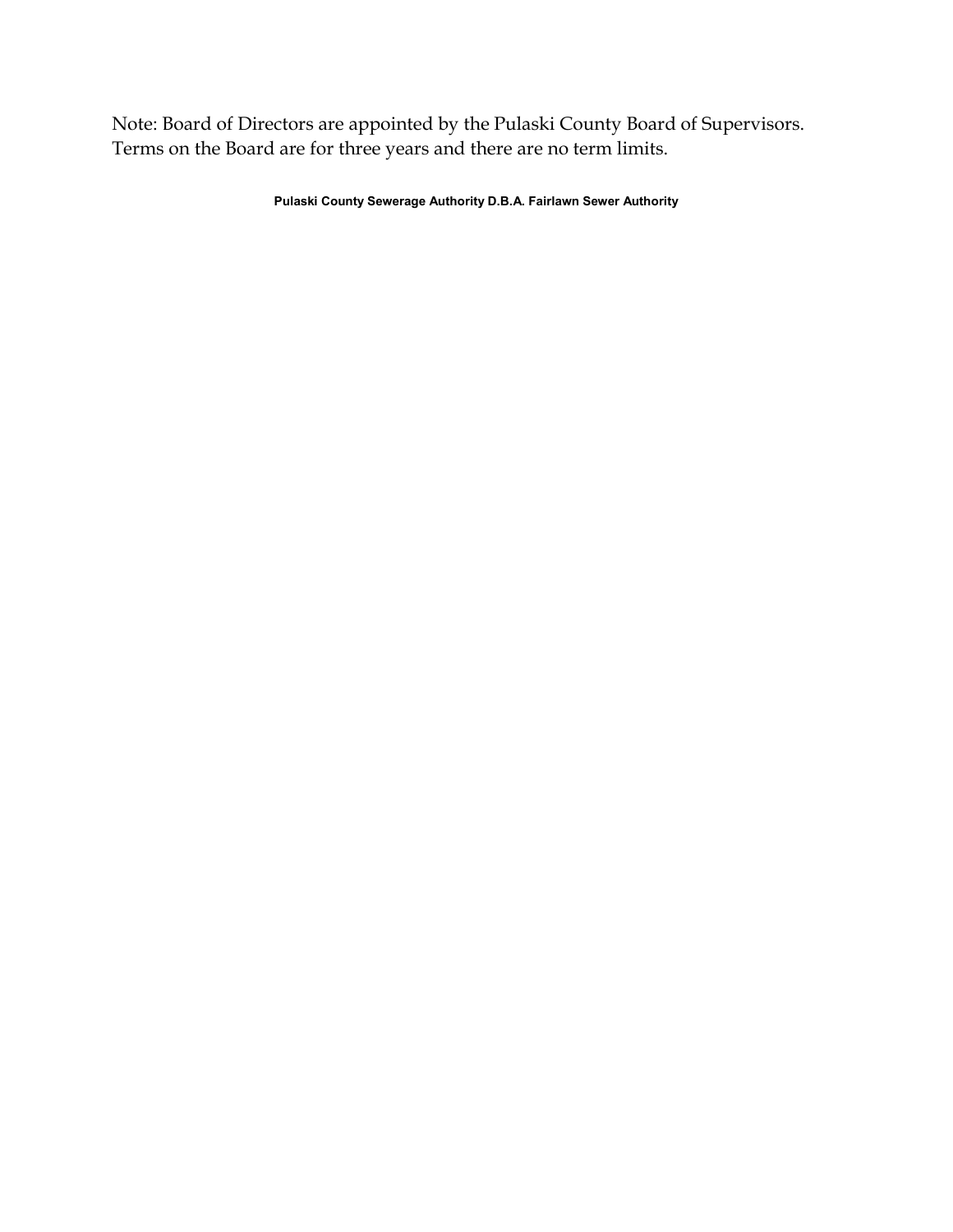Note: Board of Directors are appointed by the Pulaski County Board of Supervisors. Terms on the Board are for three years and there are no term limits.

**Pulaski County Sewerage Authority D.B.A. Fairlawn Sewer Authority**